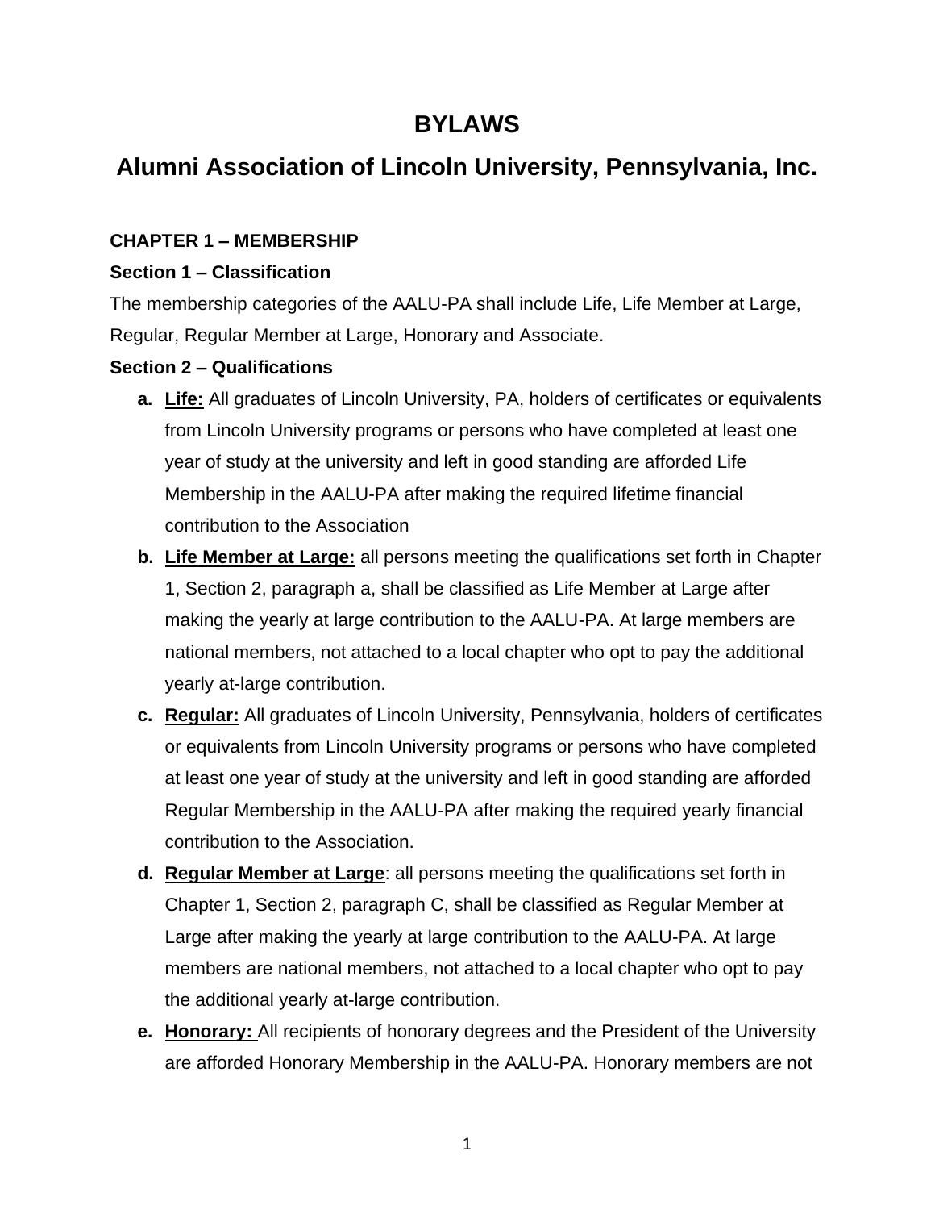# BYLAWS

## Alumni Association of Lincoln University, Pennsylvania, Inc.

### CHAPTER 1 – MEMBERSHIP

#### Section 1 – Classification

The membership categories of the AALU-PA shall include Life, Life Member at Large, Regular, Regular Member at Large, Honorary and Associate.

#### Section 2 – Qualifications

a. **Life:** All graduates of Lincoln University, PA, holders of certificates or equivalents from Lincoln University programs or persons who have completed at least one year of study at the university and left in good standing are afforded Life Membership in the AALU-PA after making the required lifetime financial contribution to the Association

b. **Life Member at Large:** all persons meeting the qualifications set forth in Chapter 1, Section 2, paragraph a, shall be classified as Life Member at Large after making the yearly at large contribution to the AALU-PA. At large members are national members, not attached to a local chapter who opt to pay the additional yearly at-large contribution.

c. **Regular:** All graduates of Lincoln University, Pennsylvania, holders of certificates or equivalents from Lincoln University programs or persons who have completed at least one year of study at the university and left in good standing are afforded Regular Membership in the AALU-PA after making the required yearly financial contribution to the Association.

d. **Regular Member at Large**: all persons meeting the qualifications set forth in Chapter 1, Section 2, paragraph C, shall be classified as Regular Member at Large after making the yearly at large contribution to the AALU-PA. At large members are national members, not attached to a local chapter who opt to pay the additional yearly at-large contribution.

e. **Honorary:** All recipients of honorary degrees and the President of the University are afforded Honorary Membership in the AALU-PA. Honorary members are not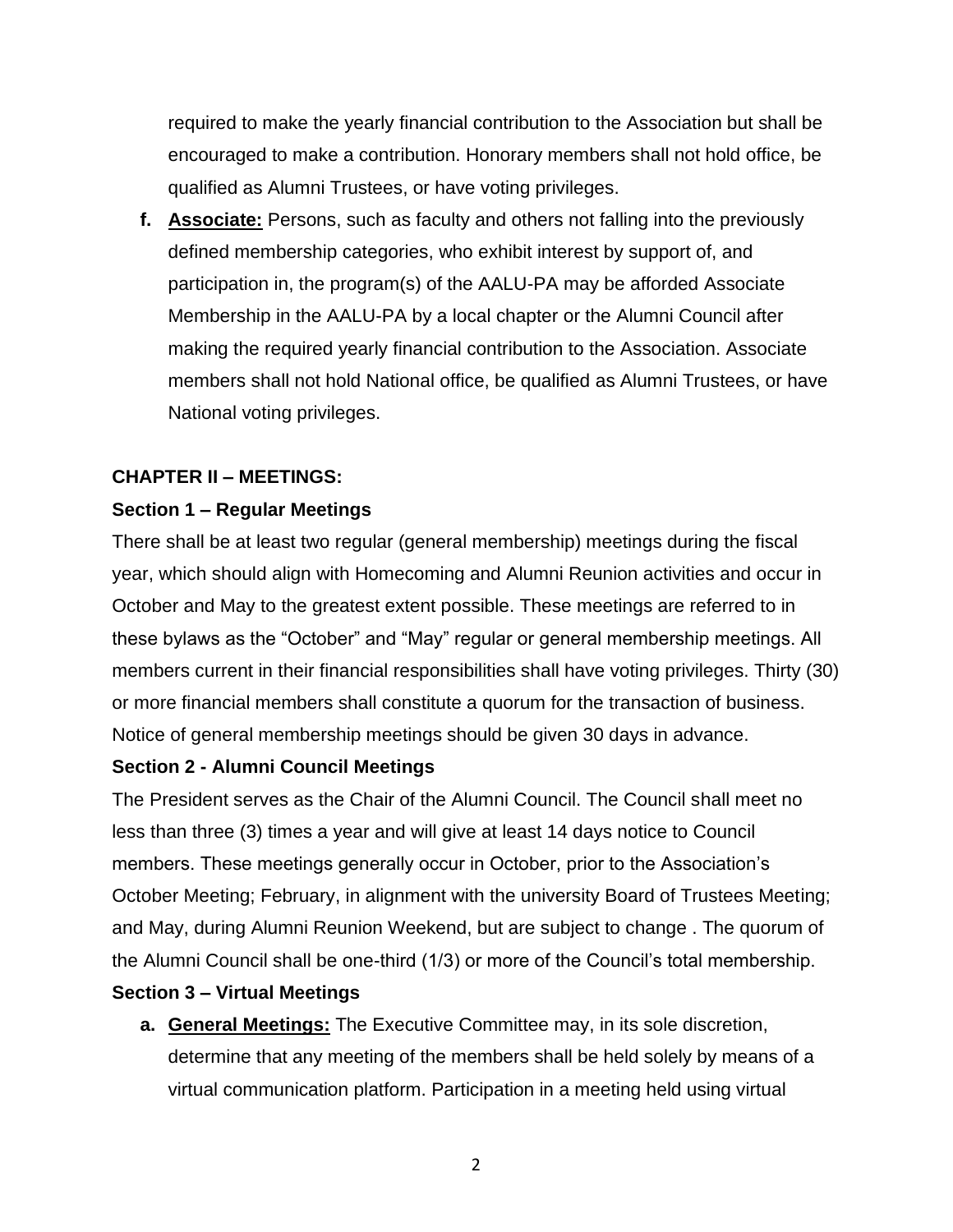required to make the yearly financial contribution to the Association but shall be encouraged to make a contribution. Honorary members shall not hold office, be qualified as Alumni Trustees, or have voting privileges.

**f. <u>Associate:</u>** Persons, such as faculty and others not falling into the previously defined membership categories, who exhibit interest by support of, and participation in, the program(s) of the AALU-PA may be afforded Associate Membership in the AALU-PA by a local chapter or the Alumni Council after making the required yearly financial contribution to the Association. Associate members shall not hold National office, be qualified as Alumni Trustees, or have National voting privileges.

## CHAPTER II – MEETINGS:

### Section 1 – Regular Meetings

There shall be at least two regular (general membership) meetings during the fiscal year, which should align with Homecoming and Alumni Reunion activities and occur in October and May to the greatest extent possible. These meetings are referred to in these bylaws as the “October” and “May” regular or general membership meetings. All members current in their financial responsibilities shall have voting privileges. Thirty (30) or more financial members shall constitute a quorum for the transaction of business. Notice of general membership meetings should be given 30 days in advance.

### Section 2 - Alumni Council Meetings

The President serves as the Chair of the Alumni Council. The Council shall meet no less than three (3) times a year and will give at least 14 days notice to Council members. These meetings generally occur in October, prior to the Association’s October Meeting; February, in alignment with the university Board of Trustees Meeting; and May, during Alumni Reunion Weekend, but are subject to change . The quorum of the Alumni Council shall be one-third (1/3) or more of the Council’s total membership.

### Section 3 – Virtual Meetings

**a. <u>General Meetings:</u>** The Executive Committee may, in its sole discretion, determine that any meeting of the members shall be held solely by means of a virtual communication platform. Participation in a meeting held using virtual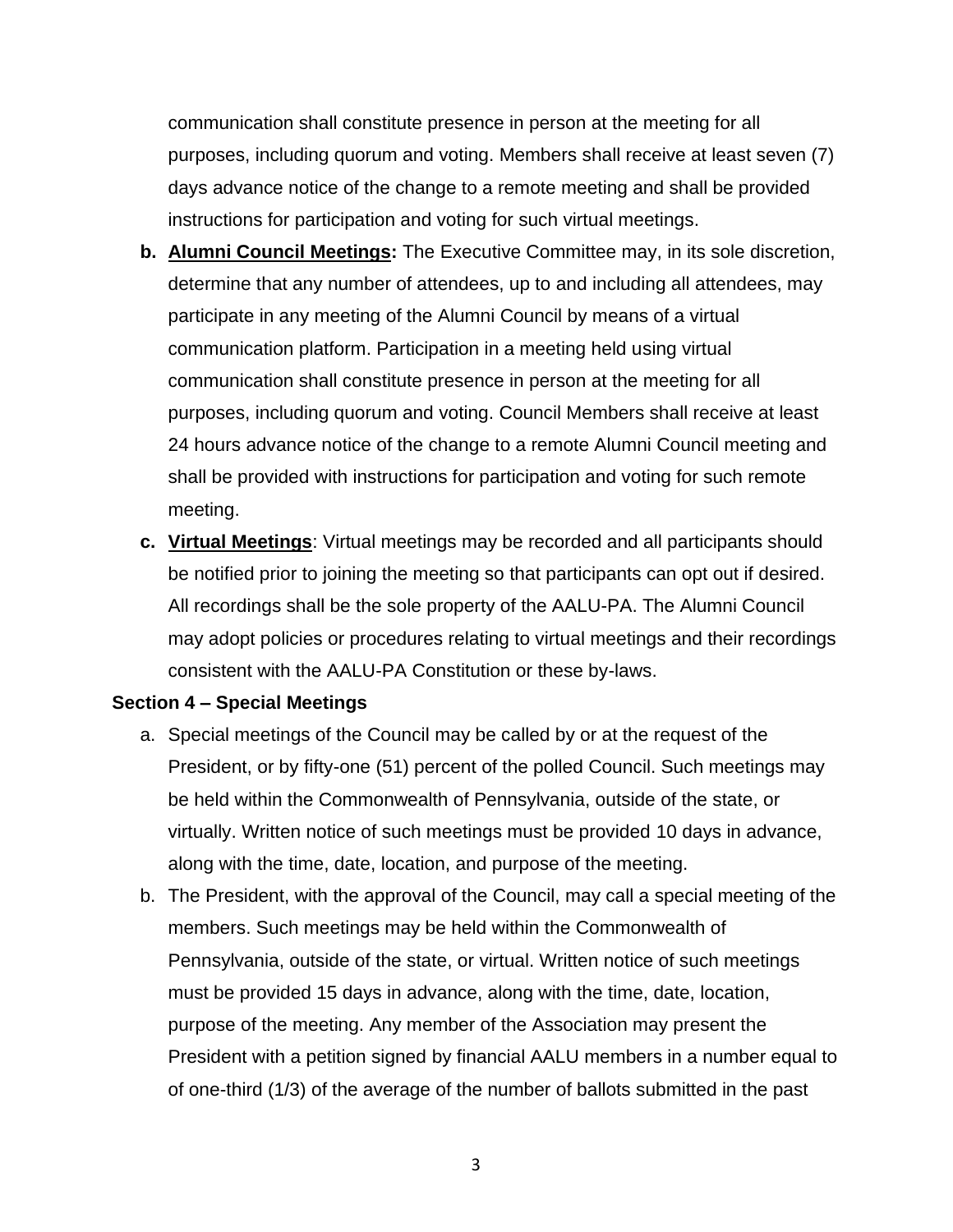communication shall constitute presence in person at the meeting for all purposes, including quorum and voting. Members shall receive at least seven (7) days advance notice of the change to a remote meeting and shall be provided instructions for participation and voting for such virtual meetings.

b. **Alumni Council Meetings:** The Executive Committee may, in its sole discretion, determine that any number of attendees, up to and including all attendees, may participate in any meeting of the Alumni Council by means of a virtual communication platform. Participation in a meeting held using virtual communication shall constitute presence in person at the meeting for all purposes, including quorum and voting. Council Members shall receive at least 24 hours advance notice of the change to a remote Alumni Council meeting and shall be provided with instructions for participation and voting for such remote meeting.

c. **Virtual Meetings**: Virtual meetings may be recorded and all participants should be notified prior to joining the meeting so that participants can opt out if desired. All recordings shall be the sole property of the AALU-PA. The Alumni Council may adopt policies or procedures relating to virtual meetings and their recordings consistent with the AALU-PA Constitution or these by-laws.

**Section 4 – Special Meetings**

a. Special meetings of the Council may be called by or at the request of the President, or by fifty-one (51) percent of the polled Council. Such meetings may be held within the Commonwealth of Pennsylvania, outside of the state, or virtually. Written notice of such meetings must be provided 10 days in advance, along with the time, date, location, and purpose of the meeting.

b. The President, with the approval of the Council, may call a special meeting of the members. Such meetings may be held within the Commonwealth of Pennsylvania, outside of the state, or virtual. Written notice of such meetings must be provided 15 days in advance, along with the time, date, location, purpose of the meeting. Any member of the Association may present the President with a petition signed by financial AALU members in a number equal to of one-third (1/3) of the average of the number of ballots submitted in the past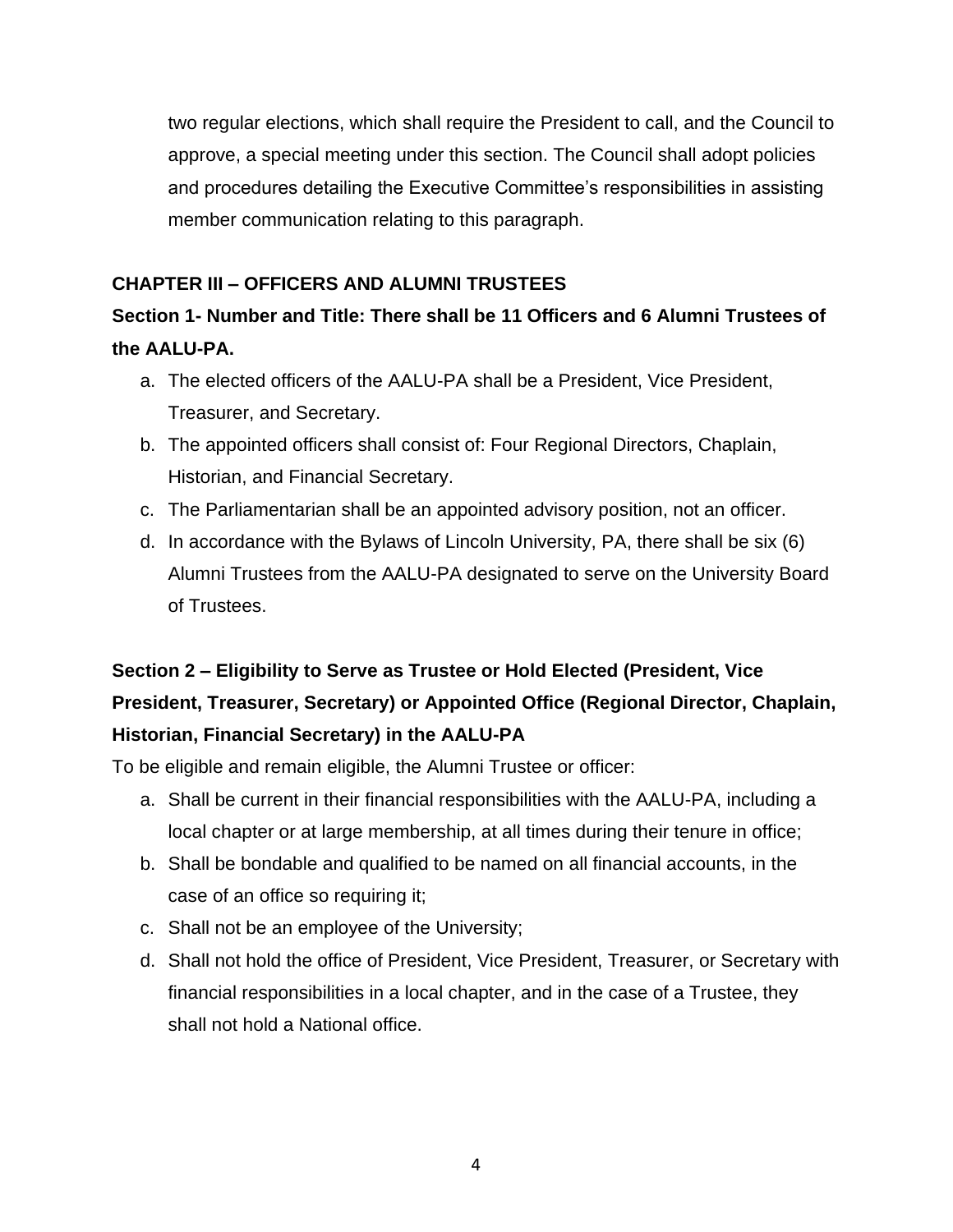two regular elections, which shall require the President to call, and the Council to approve, a special meeting under this section. The Council shall adopt policies and procedures detailing the Executive Committee's responsibilities in assisting member communication relating to this paragraph.

## CHAPTER III – OFFICERS AND ALUMNI TRUSTEES

### Section 1- Number and Title: There shall be 11 Officers and 6 Alumni Trustees of the AALU-PA.

a. The elected officers of the AALU-PA shall be a President, Vice President, Treasurer, and Secretary.
b. The appointed officers shall consist of: Four Regional Directors, Chaplain, Historian, and Financial Secretary.
c. The Parliamentarian shall be an appointed advisory position, not an officer.
d. In accordance with the Bylaws of Lincoln University, PA, there shall be six (6) Alumni Trustees from the AALU-PA designated to serve on the University Board of Trustees.

### Section 2 – Eligibility to Serve as Trustee or Hold Elected (President, Vice President, Treasurer, Secretary) or Appointed Office (Regional Director, Chaplain, Historian, Financial Secretary) in the AALU-PA

To be eligible and remain eligible, the Alumni Trustee or officer:

a. Shall be current in their financial responsibilities with the AALU-PA, including a local chapter or at large membership, at all times during their tenure in office;
b. Shall be bondable and qualified to be named on all financial accounts, in the case of an office so requiring it;
c. Shall not be an employee of the University;
d. Shall not hold the office of President, Vice President, Treasurer, or Secretary with financial responsibilities in a local chapter, and in the case of a Trustee, they shall not hold a National office.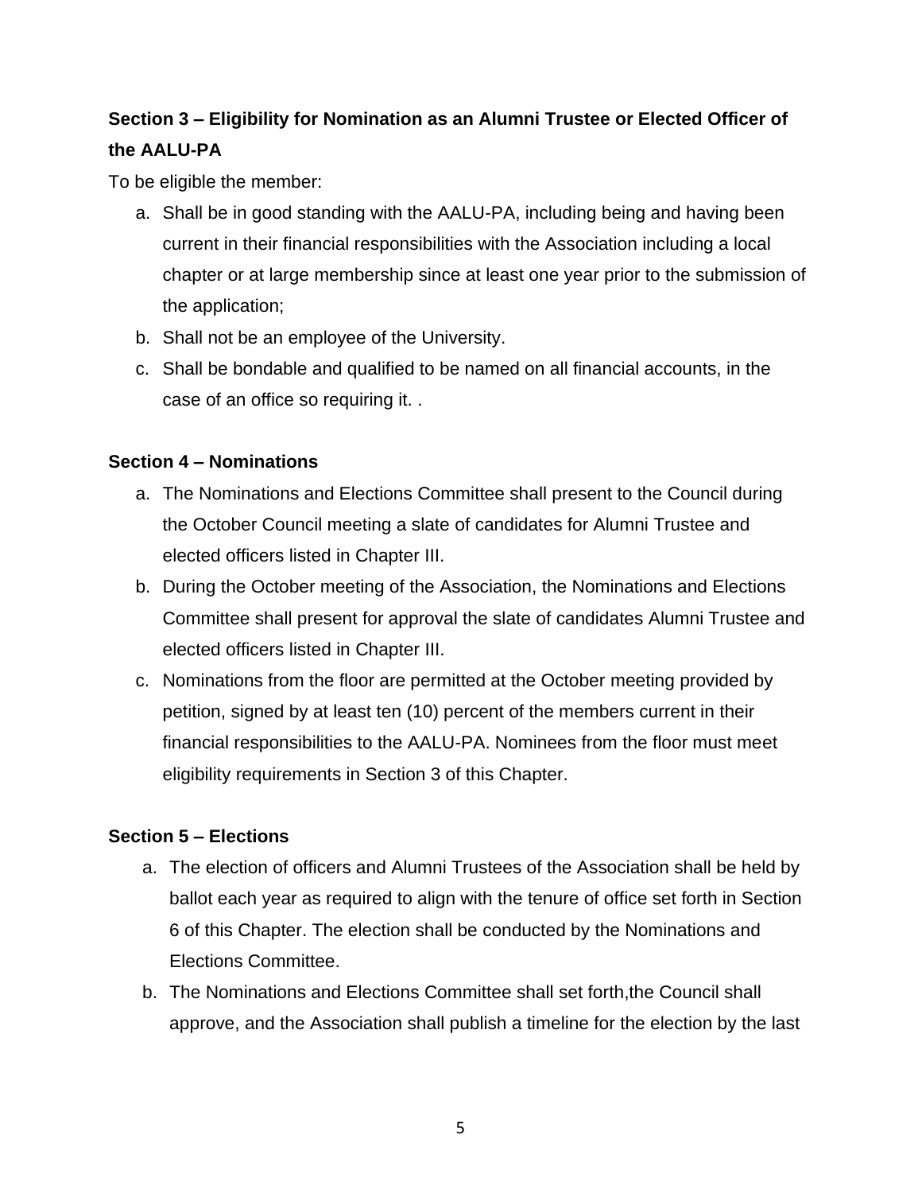**Section 3 – Eligibility for Nomination as an Alumni Trustee or Elected Officer of the AALU-PA**

To be eligible the member:

a. Shall be in good standing with the AALU-PA, including being and having been current in their financial responsibilities with the Association including a local chapter or at large membership since at least one year prior to the submission of the application;
b. Shall not be an employee of the University.
c. Shall be bondable and qualified to be named on all financial accounts, in the case of an office so requiring it. .

**Section 4 – Nominations**

a. The Nominations and Elections Committee shall present to the Council during the October Council meeting a slate of candidates for Alumni Trustee and elected officers listed in Chapter III.
b. During the October meeting of the Association, the Nominations and Elections Committee shall present for approval the slate of candidates Alumni Trustee and elected officers listed in Chapter III.
c. Nominations from the floor are permitted at the October meeting provided by petition, signed by at least ten (10) percent of the members current in their financial responsibilities to the AALU-PA. Nominees from the floor must meet eligibility requirements in Section 3 of this Chapter.

**Section 5 – Elections**

a. The election of officers and Alumni Trustees of the Association shall be held by ballot each year as required to align with the tenure of office set forth in Section 6 of this Chapter. The election shall be conducted by the Nominations and Elections Committee.
b. The Nominations and Elections Committee shall set forth,the Council shall approve, and the Association shall publish a timeline for the election by the last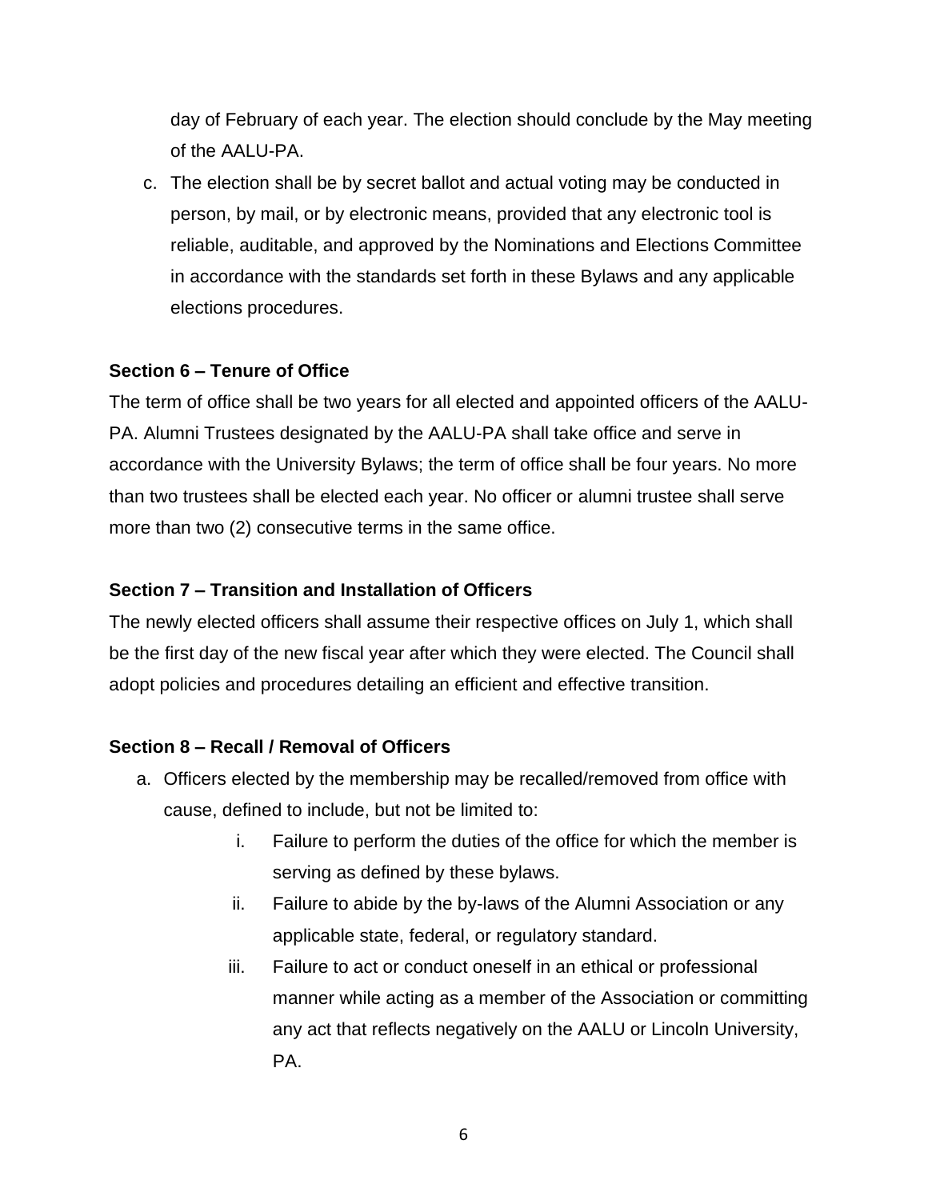day of February of each year. The election should conclude by the May meeting of the AALU-PA.

c. The election shall be by secret ballot and actual voting may be conducted in person, by mail, or by electronic means, provided that any electronic tool is reliable, auditable, and approved by the Nominations and Elections Committee in accordance with the standards set forth in these Bylaws and any applicable elections procedures.

**Section 6 – Tenure of Office**

The term of office shall be two years for all elected and appointed officers of the AALU-PA. Alumni Trustees designated by the AALU-PA shall take office and serve in accordance with the University Bylaws; the term of office shall be four years. No more than two trustees shall be elected each year. No officer or alumni trustee shall serve more than two (2) consecutive terms in the same office.

**Section 7 – Transition and Installation of Officers**

The newly elected officers shall assume their respective offices on July 1, which shall be the first day of the new fiscal year after which they were elected. The Council shall adopt policies and procedures detailing an efficient and effective transition.

**Section 8 – Recall / Removal of Officers**

a. Officers elected by the membership may be recalled/removed from office with cause, defined to include, but not be limited to:
   i. Failure to perform the duties of the office for which the member is serving as defined by these bylaws.
   ii. Failure to abide by the by-laws of the Alumni Association or any applicable state, federal, or regulatory standard.
   iii. Failure to act or conduct oneself in an ethical or professional manner while acting as a member of the Association or committing any act that reflects negatively on the AALU or Lincoln University, PA.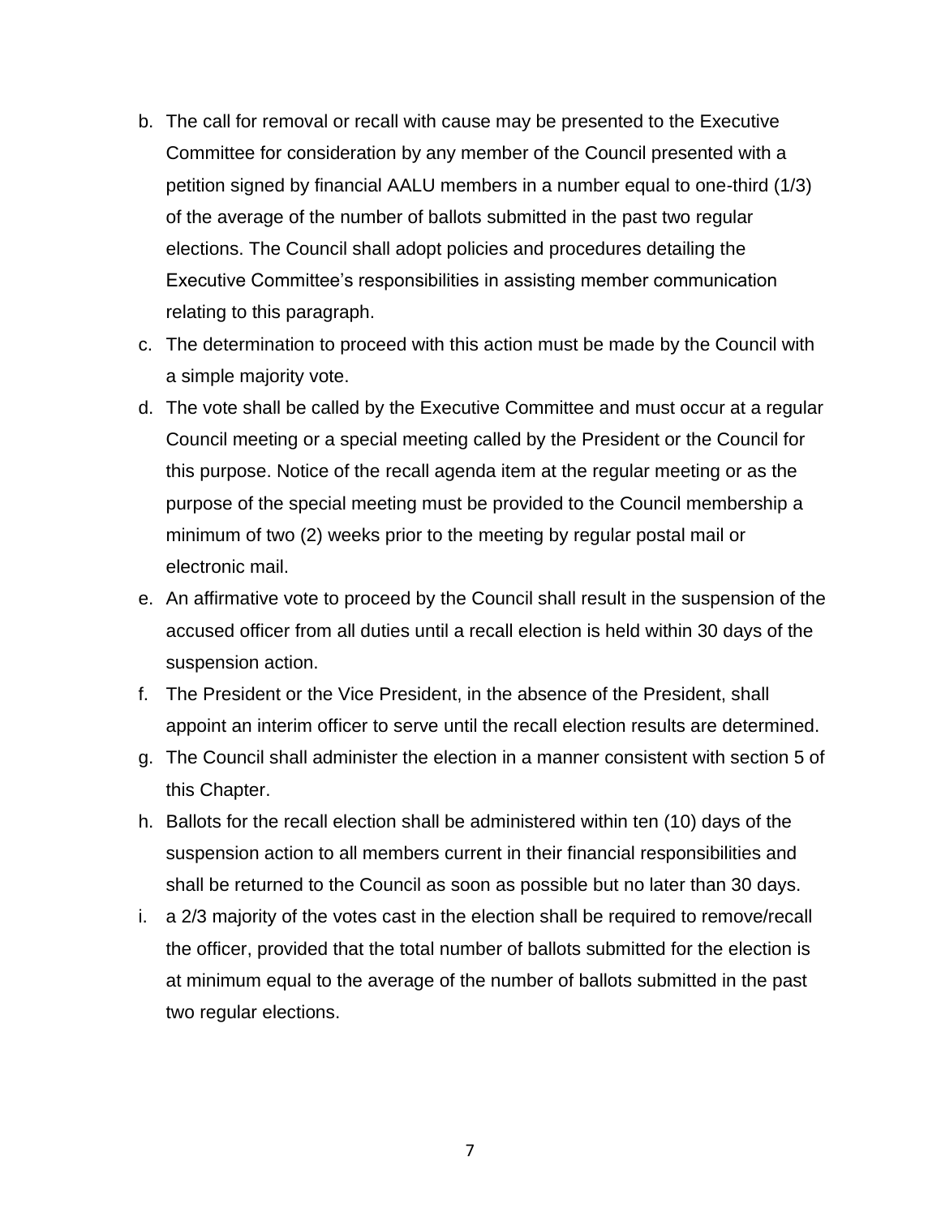b. The call for removal or recall with cause may be presented to the Executive Committee for consideration by any member of the Council presented with a petition signed by financial AALU members in a number equal to one-third (1/3) of the average of the number of ballots submitted in the past two regular elections. The Council shall adopt policies and procedures detailing the Executive Committee's responsibilities in assisting member communication relating to this paragraph.
c. The determination to proceed with this action must be made by the Council with a simple majority vote.
d. The vote shall be called by the Executive Committee and must occur at a regular Council meeting or a special meeting called by the President or the Council for this purpose. Notice of the recall agenda item at the regular meeting or as the purpose of the special meeting must be provided to the Council membership a minimum of two (2) weeks prior to the meeting by regular postal mail or electronic mail.
e. An affirmative vote to proceed by the Council shall result in the suspension of the accused officer from all duties until a recall election is held within 30 days of the suspension action.
f. The President or the Vice President, in the absence of the President, shall appoint an interim officer to serve until the recall election results are determined.
g. The Council shall administer the election in a manner consistent with section 5 of this Chapter.
h. Ballots for the recall election shall be administered within ten (10) days of the suspension action to all members current in their financial responsibilities and shall be returned to the Council as soon as possible but no later than 30 days.
i. a 2/3 majority of the votes cast in the election shall be required to remove/recall the officer, provided that the total number of ballots submitted for the election is at minimum equal to the average of the number of ballots submitted in the past two regular elections.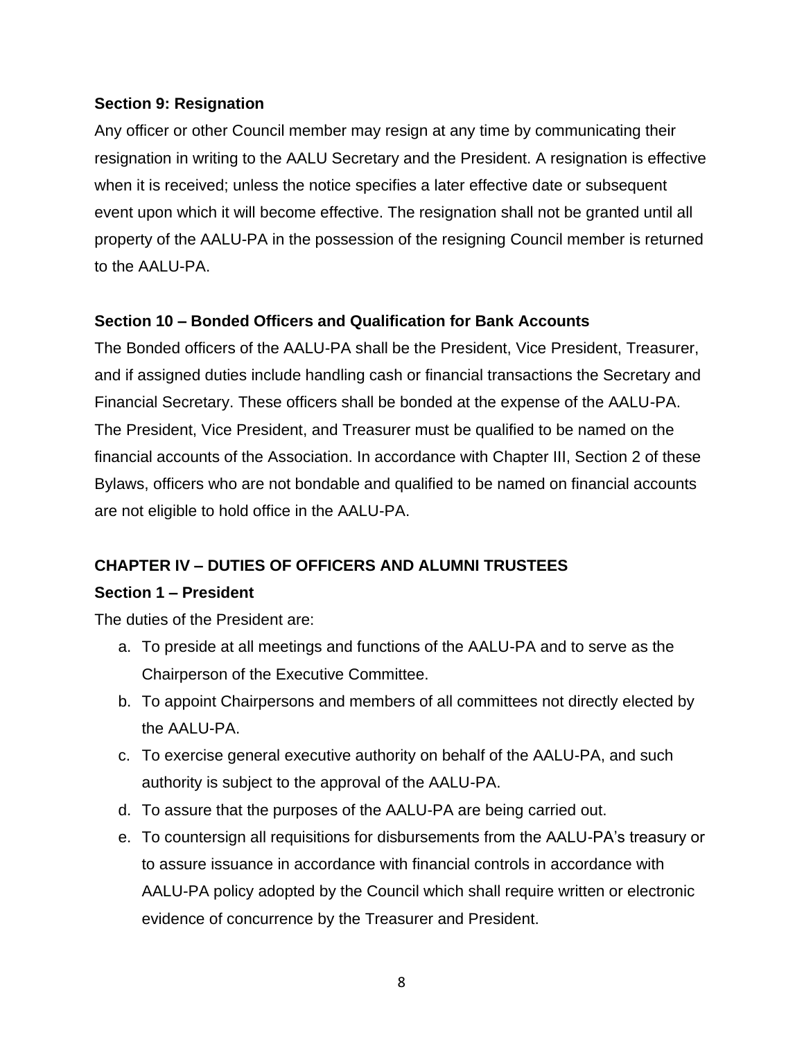### Section 9: Resignation

Any officer or other Council member may resign at any time by communicating their resignation in writing to the AALU Secretary and the President. A resignation is effective when it is received; unless the notice specifies a later effective date or subsequent event upon which it will become effective. The resignation shall not be granted until all property of the AALU-PA in the possession of the resigning Council member is returned to the AALU-PA.

### Section 10 – Bonded Officers and Qualification for Bank Accounts

The Bonded officers of the AALU-PA shall be the President, Vice President, Treasurer, and if assigned duties include handling cash or financial transactions the Secretary and Financial Secretary. These officers shall be bonded at the expense of the AALU-PA. The President, Vice President, and Treasurer must be qualified to be named on the financial accounts of the Association. In accordance with Chapter III, Section 2 of these Bylaws, officers who are not bondable and qualified to be named on financial accounts are not eligible to hold office in the AALU-PA.

## CHAPTER IV – DUTIES OF OFFICERS AND ALUMNI TRUSTEES

### Section 1 – President

The duties of the President are:

a. To preside at all meetings and functions of the AALU-PA and to serve as the Chairperson of the Executive Committee.
b. To appoint Chairpersons and members of all committees not directly elected by the AALU-PA.
c. To exercise general executive authority on behalf of the AALU-PA, and such authority is subject to the approval of the AALU-PA.
d. To assure that the purposes of the AALU-PA are being carried out.
e. To countersign all requisitions for disbursements from the AALU-PA's treasury or to assure issuance in accordance with financial controls in accordance with AALU-PA policy adopted by the Council which shall require written or electronic evidence of concurrence by the Treasurer and President.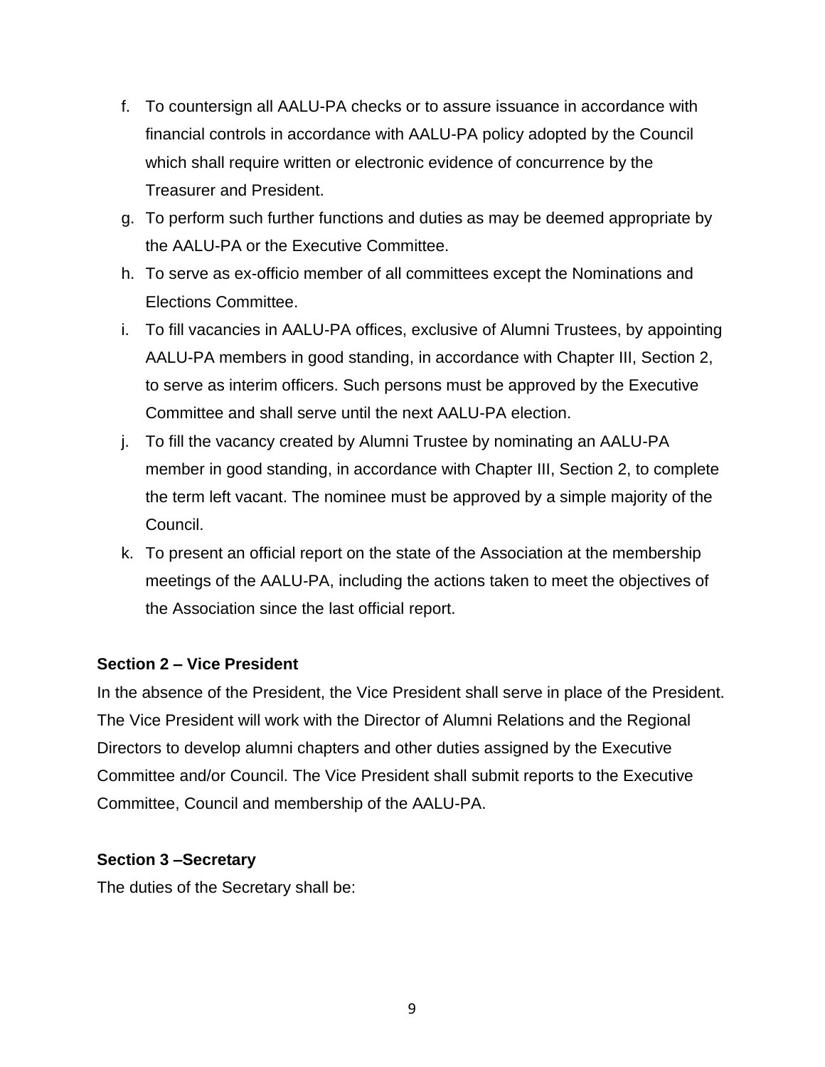f. To countersign all AALU-PA checks or to assure issuance in accordance with financial controls in accordance with AALU-PA policy adopted by the Council which shall require written or electronic evidence of concurrence by the Treasurer and President.
g. To perform such further functions and duties as may be deemed appropriate by the AALU-PA or the Executive Committee.
h. To serve as ex-officio member of all committees except the Nominations and Elections Committee.
i. To fill vacancies in AALU-PA offices, exclusive of Alumni Trustees, by appointing AALU-PA members in good standing, in accordance with Chapter III, Section 2, to serve as interim officers. Such persons must be approved by the Executive Committee and shall serve until the next AALU-PA election.
j. To fill the vacancy created by Alumni Trustee by nominating an AALU-PA member in good standing, in accordance with Chapter III, Section 2, to complete the term left vacant. The nominee must be approved by a simple majority of the Council.
k. To present an official report on the state of the Association at the membership meetings of the AALU-PA, including the actions taken to meet the objectives of the Association since the last official report.

**Section 2 – Vice President**

In the absence of the President, the Vice President shall serve in place of the President. The Vice President will work with the Director of Alumni Relations and the Regional Directors to develop alumni chapters and other duties assigned by the Executive Committee and/or Council. The Vice President shall submit reports to the Executive Committee, Council and membership of the AALU-PA.

**Section 3 –Secretary**

The duties of the Secretary shall be: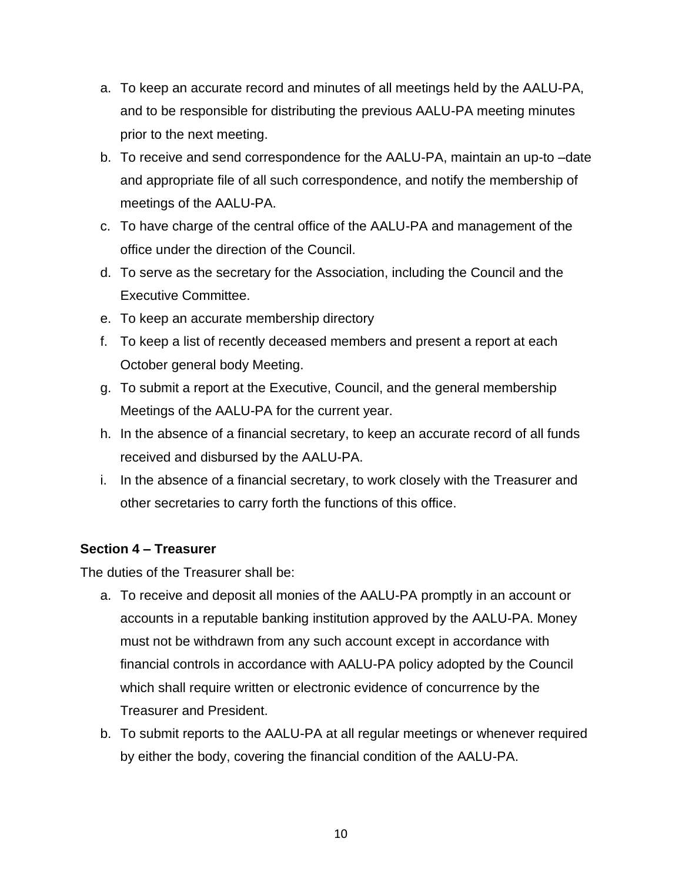a. To keep an accurate record and minutes of all meetings held by the AALU-PA, and to be responsible for distributing the previous AALU-PA meeting minutes prior to the next meeting.
b. To receive and send correspondence for the AALU-PA, maintain an up-to –date and appropriate file of all such correspondence, and notify the membership of meetings of the AALU-PA.
c. To have charge of the central office of the AALU-PA and management of the office under the direction of the Council.
d. To serve as the secretary for the Association, including the Council and the Executive Committee.
e. To keep an accurate membership directory
f. To keep a list of recently deceased members and present a report at each October general body Meeting.
g. To submit a report at the Executive, Council, and the general membership Meetings of the AALU-PA for the current year.
h. In the absence of a financial secretary, to keep an accurate record of all funds received and disbursed by the AALU-PA.
i. In the absence of a financial secretary, to work closely with the Treasurer and other secretaries to carry forth the functions of this office.

**Section 4 – Treasurer**

The duties of the Treasurer shall be:

a. To receive and deposit all monies of the AALU-PA promptly in an account or accounts in a reputable banking institution approved by the AALU-PA. Money must not be withdrawn from any such account except in accordance with financial controls in accordance with AALU-PA policy adopted by the Council which shall require written or electronic evidence of concurrence by the Treasurer and President.
b. To submit reports to the AALU-PA at all regular meetings or whenever required by either the body, covering the financial condition of the AALU-PA.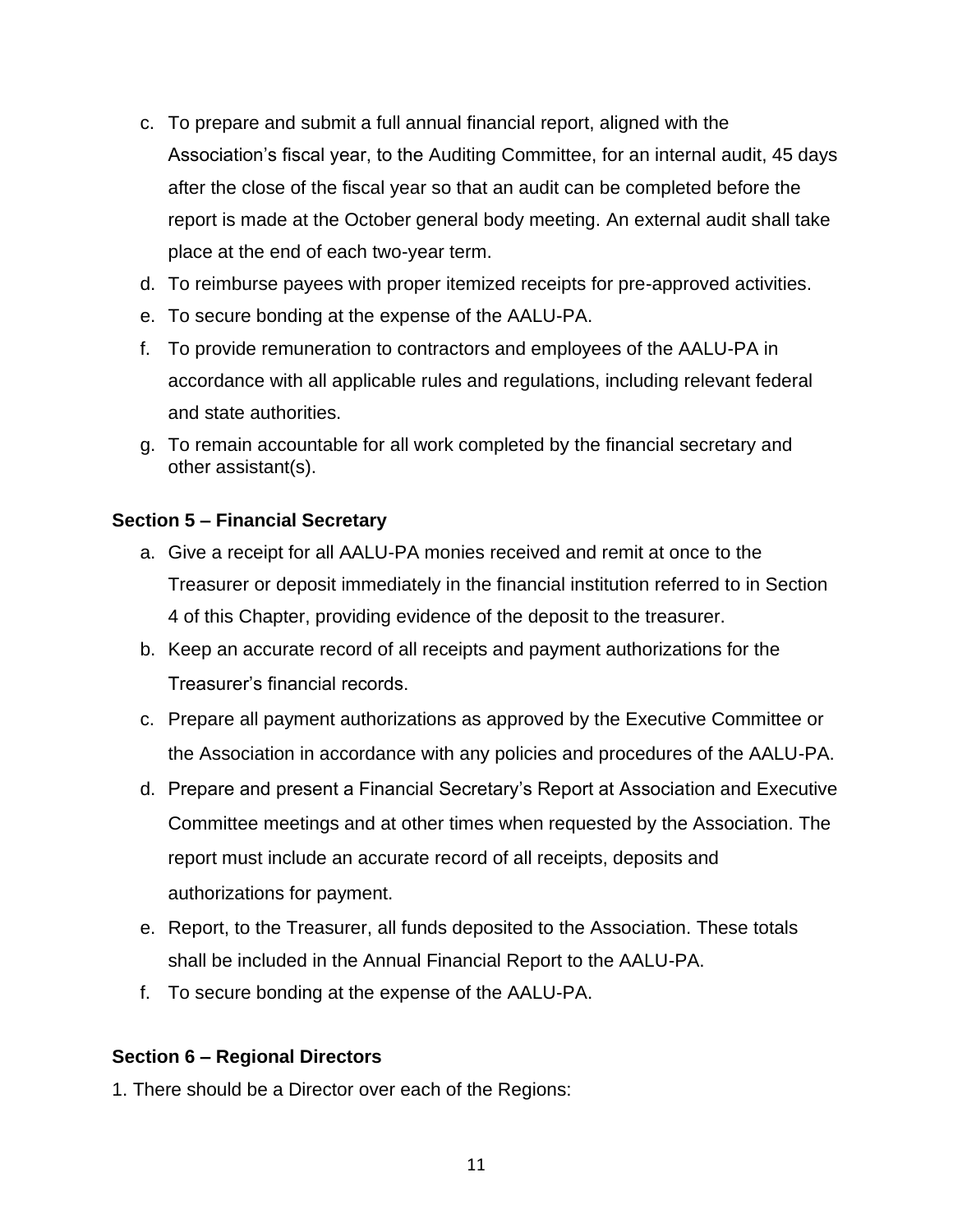c. To prepare and submit a full annual financial report, aligned with the Association's fiscal year, to the Auditing Committee, for an internal audit, 45 days after the close of the fiscal year so that an audit can be completed before the report is made at the October general body meeting. An external audit shall take place at the end of each two-year term.
d. To reimburse payees with proper itemized receipts for pre-approved activities.
e. To secure bonding at the expense of the AALU-PA.
f. To provide remuneration to contractors and employees of the AALU-PA in accordance with all applicable rules and regulations, including relevant federal and state authorities.
g. To remain accountable for all work completed by the financial secretary and other assistant(s).

### Section 5 – Financial Secretary

a. Give a receipt for all AALU-PA monies received and remit at once to the Treasurer or deposit immediately in the financial institution referred to in Section 4 of this Chapter, providing evidence of the deposit to the treasurer.
b. Keep an accurate record of all receipts and payment authorizations for the Treasurer's financial records.
c. Prepare all payment authorizations as approved by the Executive Committee or the Association in accordance with any policies and procedures of the AALU-PA.
d. Prepare and present a Financial Secretary's Report at Association and Executive Committee meetings and at other times when requested by the Association. The report must include an accurate record of all receipts, deposits and authorizations for payment.
e. Report, to the Treasurer, all funds deposited to the Association. These totals shall be included in the Annual Financial Report to the AALU-PA.
f. To secure bonding at the expense of the AALU-PA.

### Section 6 – Regional Directors

1. There should be a Director over each of the Regions: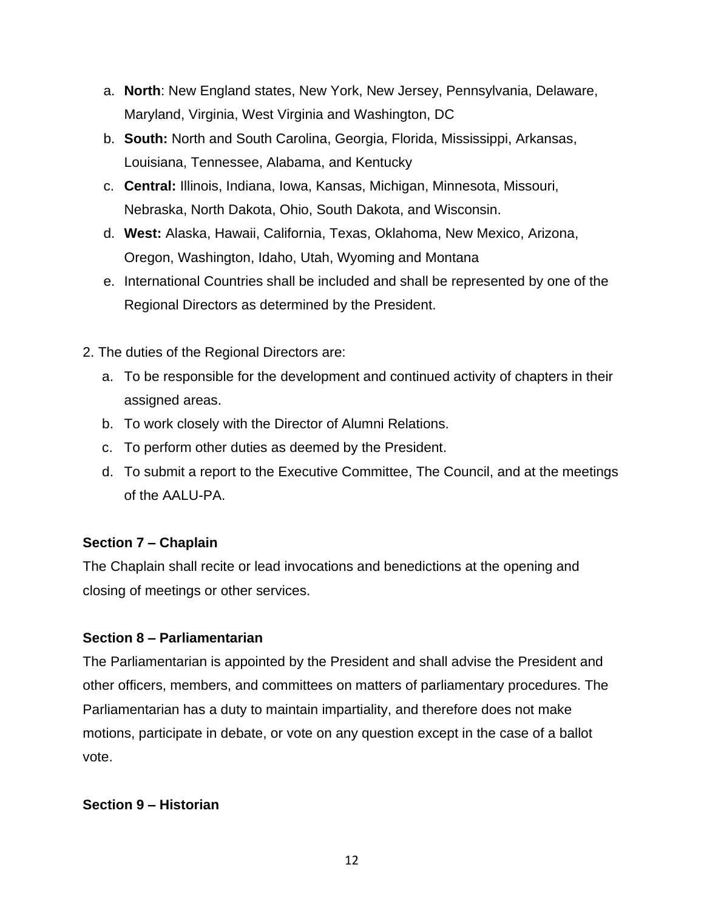a. **North**: New England states, New York, New Jersey, Pennsylvania, Delaware, Maryland, Virginia, West Virginia and Washington, DC
b. **South:** North and South Carolina, Georgia, Florida, Mississippi, Arkansas, Louisiana, Tennessee, Alabama, and Kentucky
c. **Central:** Illinois, Indiana, Iowa, Kansas, Michigan, Minnesota, Missouri, Nebraska, North Dakota, Ohio, South Dakota, and Wisconsin.
d. **West:** Alaska, Hawaii, California, Texas, Oklahoma, New Mexico, Arizona, Oregon, Washington, Idaho, Utah, Wyoming and Montana
e. International Countries shall be included and shall be represented by one of the Regional Directors as determined by the President.

2. The duties of the Regional Directors are:

a. To be responsible for the development and continued activity of chapters in their assigned areas.
b. To work closely with the Director of Alumni Relations.
c. To perform other duties as deemed by the President.
d. To submit a report to the Executive Committee, The Council, and at the meetings of the AALU-PA.

**Section 7 – Chaplain**

The Chaplain shall recite or lead invocations and benedictions at the opening and closing of meetings or other services.

**Section 8 – Parliamentarian**

The Parliamentarian is appointed by the President and shall advise the President and other officers, members, and committees on matters of parliamentary procedures. The Parliamentarian has a duty to maintain impartiality, and therefore does not make motions, participate in debate, or vote on any question except in the case of a ballot vote.

**Section 9 – Historian**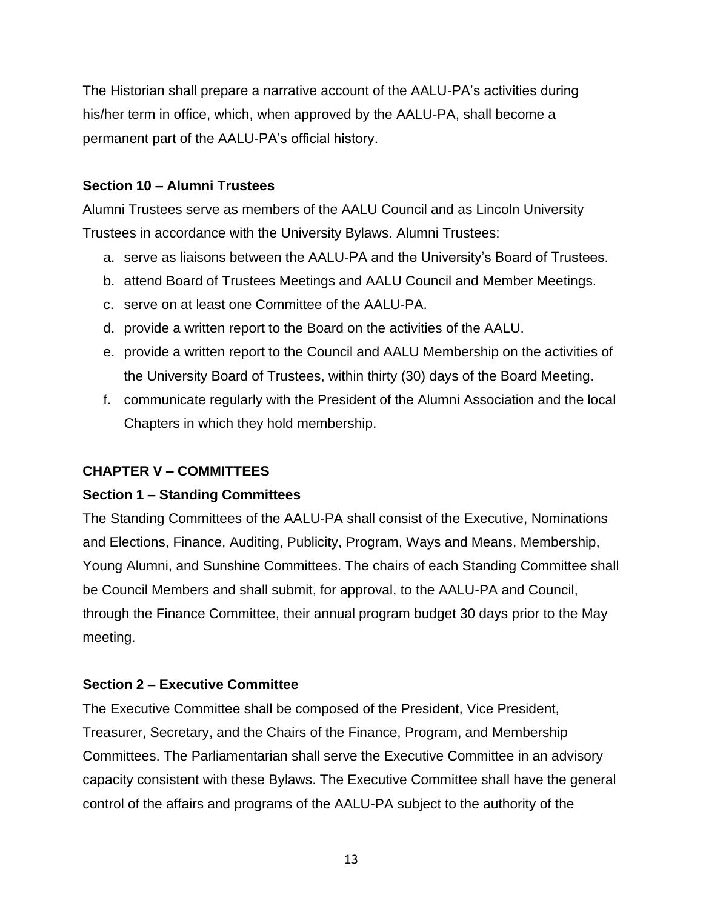The Historian shall prepare a narrative account of the AALU-PA's activities during his/her term in office, which, when approved by the AALU-PA, shall become a permanent part of the AALU-PA's official history.

### Section 10 – Alumni Trustees

Alumni Trustees serve as members of the AALU Council and as Lincoln University Trustees in accordance with the University Bylaws. Alumni Trustees:

a. serve as liaisons between the AALU-PA and the University's Board of Trustees.
b. attend Board of Trustees Meetings and AALU Council and Member Meetings.
c. serve on at least one Committee of the AALU-PA.
d. provide a written report to the Board on the activities of the AALU.
e. provide a written report to the Council and AALU Membership on the activities of the University Board of Trustees, within thirty (30) days of the Board Meeting.
f. communicate regularly with the President of the Alumni Association and the local Chapters in which they hold membership.

## CHAPTER V – COMMITTEES

### Section 1 – Standing Committees

The Standing Committees of the AALU-PA shall consist of the Executive, Nominations and Elections, Finance, Auditing, Publicity, Program, Ways and Means, Membership, Young Alumni, and Sunshine Committees. The chairs of each Standing Committee shall be Council Members and shall submit, for approval, to the AALU-PA and Council, through the Finance Committee, their annual program budget 30 days prior to the May meeting.

### Section 2 – Executive Committee

The Executive Committee shall be composed of the President, Vice President, Treasurer, Secretary, and the Chairs of the Finance, Program, and Membership Committees. The Parliamentarian shall serve the Executive Committee in an advisory capacity consistent with these Bylaws. The Executive Committee shall have the general control of the affairs and programs of the AALU-PA subject to the authority of the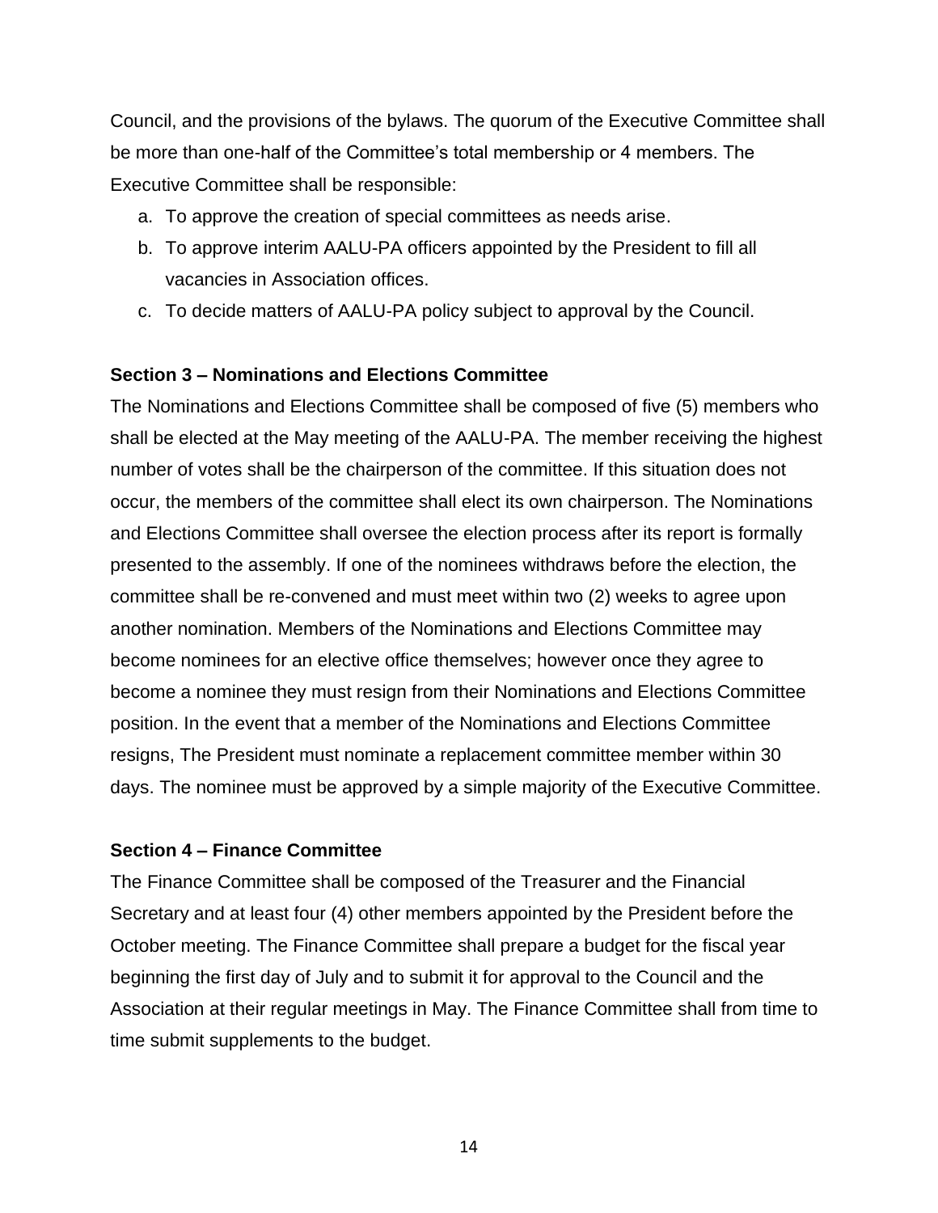Council, and the provisions of the bylaws. The quorum of the Executive Committee shall be more than one-half of the Committee's total membership or 4 members. The Executive Committee shall be responsible:

a. To approve the creation of special committees as needs arise.
b. To approve interim AALU-PA officers appointed by the President to fill all vacancies in Association offices.
c. To decide matters of AALU-PA policy subject to approval by the Council.

**Section 3 – Nominations and Elections Committee**

The Nominations and Elections Committee shall be composed of five (5) members who shall be elected at the May meeting of the AALU-PA. The member receiving the highest number of votes shall be the chairperson of the committee. If this situation does not occur, the members of the committee shall elect its own chairperson. The Nominations and Elections Committee shall oversee the election process after its report is formally presented to the assembly. If one of the nominees withdraws before the election, the committee shall be re-convened and must meet within two (2) weeks to agree upon another nomination. Members of the Nominations and Elections Committee may become nominees for an elective office themselves; however once they agree to become a nominee they must resign from their Nominations and Elections Committee position. In the event that a member of the Nominations and Elections Committee resigns, The President must nominate a replacement committee member within 30 days. The nominee must be approved by a simple majority of the Executive Committee.

**Section 4 – Finance Committee**

The Finance Committee shall be composed of the Treasurer and the Financial Secretary and at least four (4) other members appointed by the President before the October meeting. The Finance Committee shall prepare a budget for the fiscal year beginning the first day of July and to submit it for approval to the Council and the Association at their regular meetings in May. The Finance Committee shall from time to time submit supplements to the budget.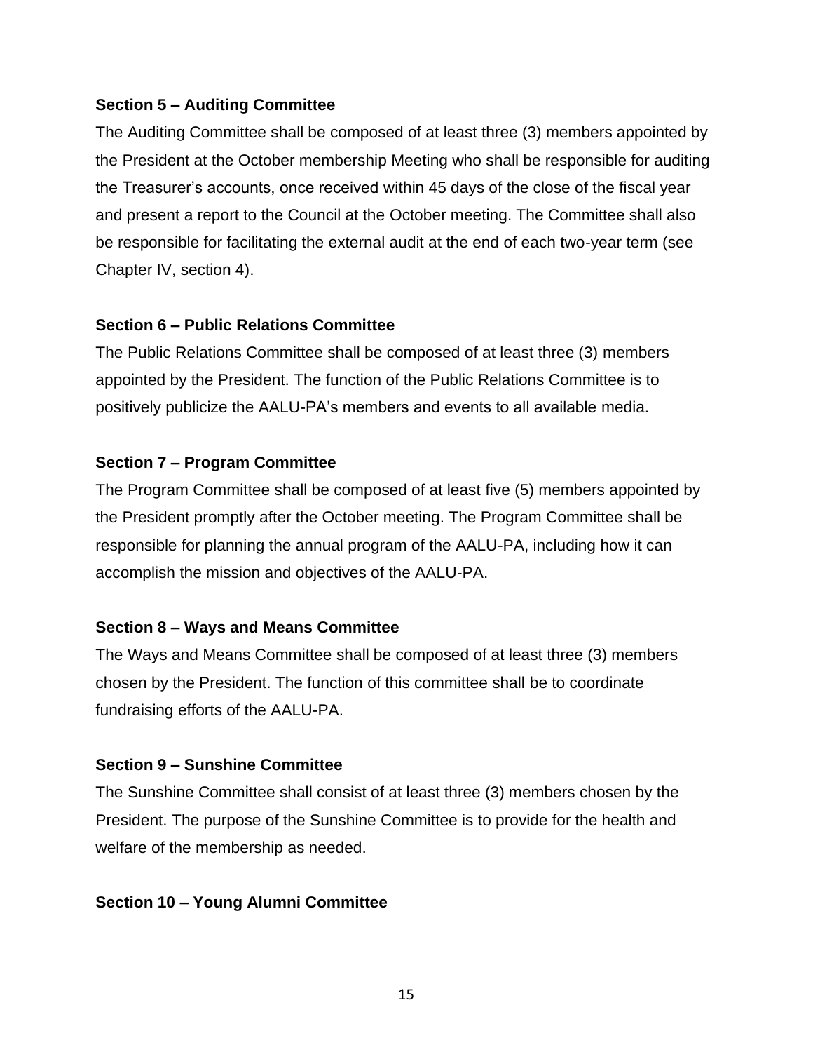**Section 5 – Auditing Committee**

The Auditing Committee shall be composed of at least three (3) members appointed by the President at the October membership Meeting who shall be responsible for auditing the Treasurer's accounts, once received within 45 days of the close of the fiscal year and present a report to the Council at the October meeting. The Committee shall also be responsible for facilitating the external audit at the end of each two-year term (see Chapter IV, section 4).

**Section 6 – Public Relations Committee**

The Public Relations Committee shall be composed of at least three (3) members appointed by the President. The function of the Public Relations Committee is to positively publicize the AALU-PA's members and events to all available media.

**Section 7 – Program Committee**

The Program Committee shall be composed of at least five (5) members appointed by the President promptly after the October meeting. The Program Committee shall be responsible for planning the annual program of the AALU-PA, including how it can accomplish the mission and objectives of the AALU-PA.

**Section 8 – Ways and Means Committee**

The Ways and Means Committee shall be composed of at least three (3) members chosen by the President. The function of this committee shall be to coordinate fundraising efforts of the AALU-PA.

**Section 9 – Sunshine Committee**

The Sunshine Committee shall consist of at least three (3) members chosen by the President. The purpose of the Sunshine Committee is to provide for the health and welfare of the membership as needed.

**Section 10 – Young Alumni Committee**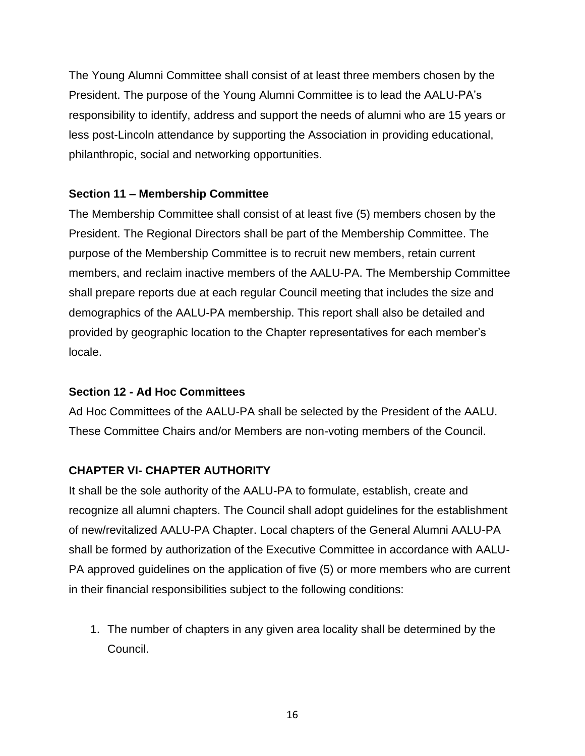The Young Alumni Committee shall consist of at least three members chosen by the President. The purpose of the Young Alumni Committee is to lead the AALU-PA's responsibility to identify, address and support the needs of alumni who are 15 years or less post-Lincoln attendance by supporting the Association in providing educational, philanthropic, social and networking opportunities.

**Section 11 – Membership Committee**

The Membership Committee shall consist of at least five (5) members chosen by the President. The Regional Directors shall be part of the Membership Committee. The purpose of the Membership Committee is to recruit new members, retain current members, and reclaim inactive members of the AALU-PA. The Membership Committee shall prepare reports due at each regular Council meeting that includes the size and demographics of the AALU-PA membership. This report shall also be detailed and provided by geographic location to the Chapter representatives for each member's locale.

**Section 12 - Ad Hoc Committees**

Ad Hoc Committees of the AALU-PA shall be selected by the President of the AALU. These Committee Chairs and/or Members are non-voting members of the Council.

**CHAPTER VI- CHAPTER AUTHORITY**

It shall be the sole authority of the AALU-PA to formulate, establish, create and recognize all alumni chapters. The Council shall adopt guidelines for the establishment of new/revitalized AALU-PA Chapter. Local chapters of the General Alumni AALU-PA shall be formed by authorization of the Executive Committee in accordance with AALU-PA approved guidelines on the application of five (5) or more members who are current in their financial responsibilities subject to the following conditions:

1. The number of chapters in any given area locality shall be determined by the Council.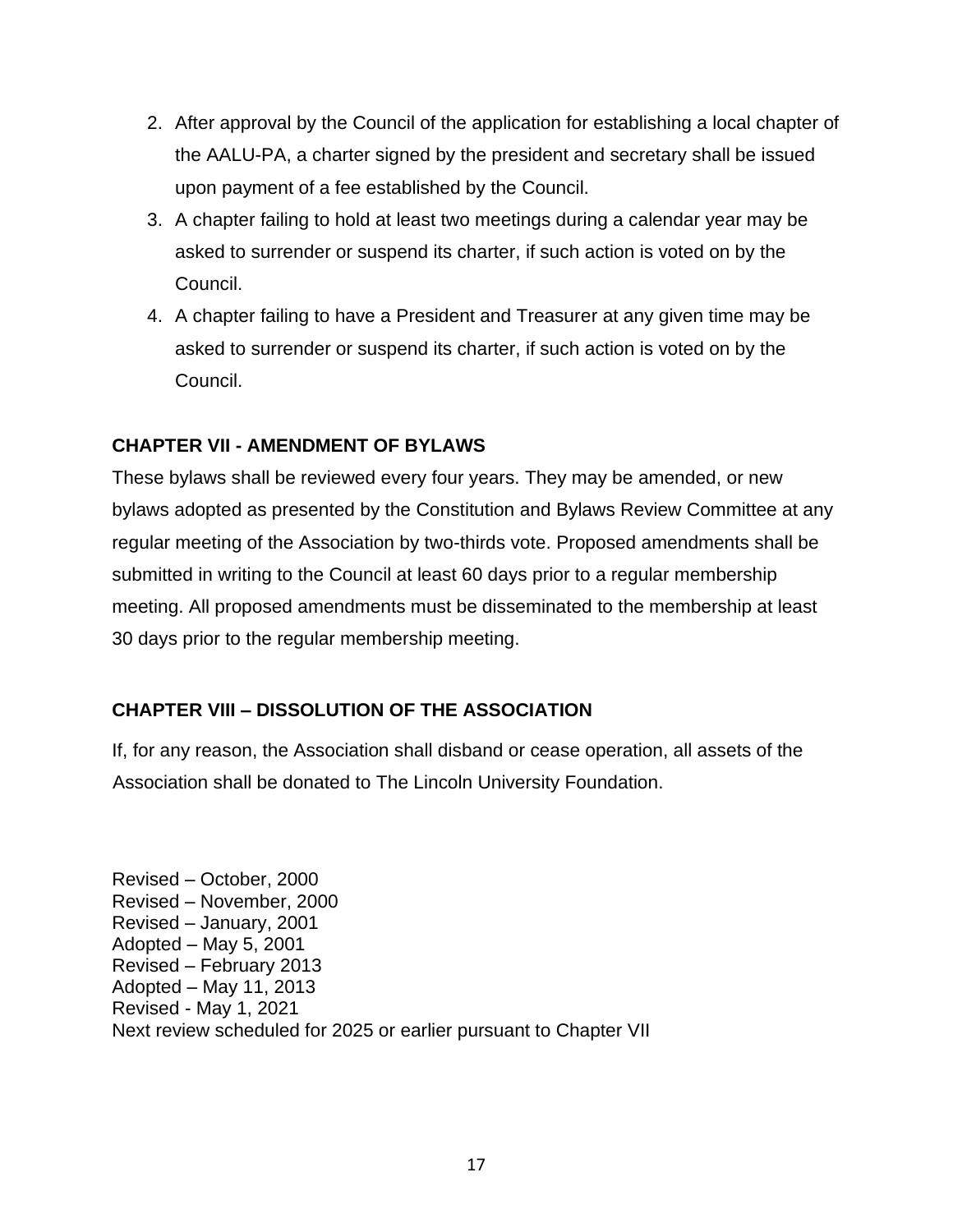2. After approval by the Council of the application for establishing a local chapter of the AALU-PA, a charter signed by the president and secretary shall be issued upon payment of a fee established by the Council.
3. A chapter failing to hold at least two meetings during a calendar year may be asked to surrender or suspend its charter, if such action is voted on by the Council.
4. A chapter failing to have a President and Treasurer at any given time may be asked to surrender or suspend its charter, if such action is voted on by the Council.

## CHAPTER VII - AMENDMENT OF BYLAWS

These bylaws shall be reviewed every four years. They may be amended, or new bylaws adopted as presented by the Constitution and Bylaws Review Committee at any regular meeting of the Association by two-thirds vote. Proposed amendments shall be submitted in writing to the Council at least 60 days prior to a regular membership meeting. All proposed amendments must be disseminated to the membership at least 30 days prior to the regular membership meeting.

## CHAPTER VIII – DISSOLUTION OF THE ASSOCIATION

If, for any reason, the Association shall disband or cease operation, all assets of the Association shall be donated to The Lincoln University Foundation.

Revised – October, 2000
Revised – November, 2000
Revised – January, 2001
Adopted – May 5, 2001
Revised – February 2013
Adopted – May 11, 2013
Revised - May 1, 2021
Next review scheduled for 2025 or earlier pursuant to Chapter VII